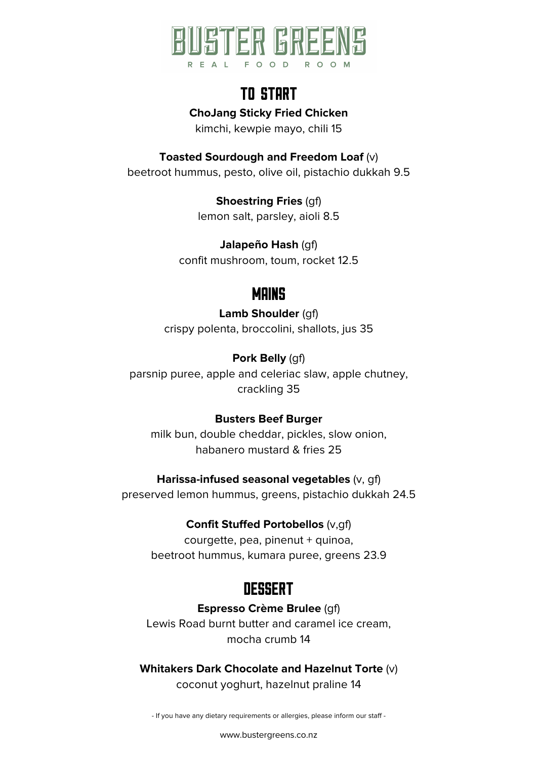# BUSTER GREENS

REAL FOOD ROOM

## TO START

**ChoJang Sticky Fried Chicken**
kimchi, kewpie mayo, chili 15

**Toasted Sourdough and Freedom Loaf** (v)
beetroot hummus, pesto, olive oil, pistachio dukkah 9.5

**Shoestring Fries** (gf)
lemon salt, parsley, aioli 8.5

**Jalapeño Hash** (gf)
confit mushroom, toum, rocket 12.5

## MAINS

**Lamb Shoulder** (gf)
crispy polenta, broccolini, shallots, jus 35

**Pork Belly** (gf)
parsnip puree, apple and celeriac slaw, apple chutney, crackling 35

**Busters Beef Burger**
milk bun, double cheddar, pickles, slow onion, habanero mustard & fries 25

**Harissa-infused seasonal vegetables** (v, gf)
preserved lemon hummus, greens, pistachio dukkah 24.5

**Confit Stuffed Portobellos** (v,gf)
courgette, pea, pinenut + quinoa, beetroot hummus, kumara puree, greens 23.9

## DESSERT

**Espresso Crème Brulee** (gf)
Lewis Road burnt butter and caramel ice cream, mocha crumb 14

**Whitakers Dark Chocolate and Hazelnut Torte** (v)
coconut yoghurt, hazelnut praline 14

- If you have any dietary requirements or allergies, please inform our staff -

www.bustergreens.co.nz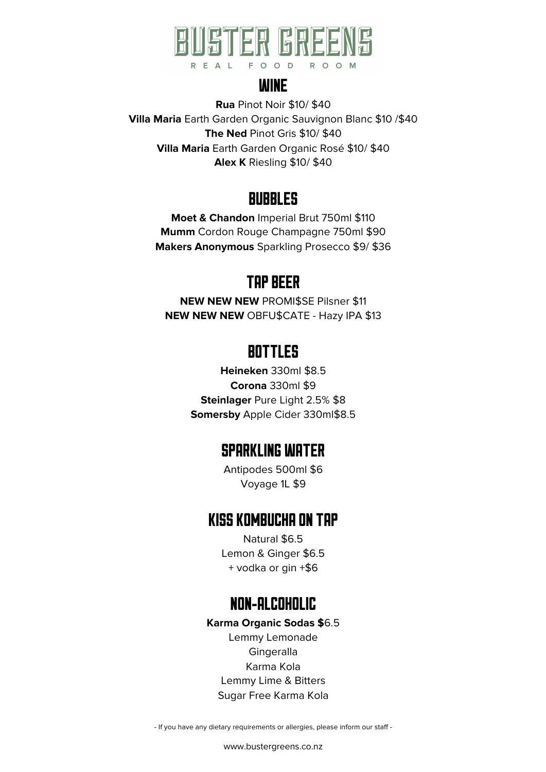# BUSTER GREENS

REAL FOOD ROOM

## WINE

**Rua** Pinot Noir $10/ $40
**Villa Maria** Earth Garden Organic Sauvignon Blanc $10 /$40
**The Ned** Pinot Gris $10/ $40
**Villa Maria** Earth Garden Organic Rosé $10/ $40
**Alex K** Riesling $10/ $40

## BUBBLES

**Moet & Chandon** Imperial Brut 750ml $110
**Mumm** Cordon Rouge Champagne 750ml $90
**Makers Anonymous** Sparkling Prosecco $9/ $36

## TAP BEER

**NEW NEW NEW** PROMI$SE Pilsner $11
**NEW NEW NEW** OBFU$CATE - Hazy IPA $13

## BOTTLES

**Heineken** 330ml $8.5
**Corona** 330ml $9
**Steinlager** Pure Light 2.5% $8
**Somersby** Apple Cider 330ml$8.5

## SPARKLING WATER

Antipodes 500ml $6
Voyage 1L $9

## KISS KOMBUCHA ON TAP

Natural $6.5
Lemon & Ginger $6.5
+ vodka or gin +$6

## NON-ALCOHOLIC

**Karma Organic Sodas $**6.5
Lemmy Lemonade
Gingeralla
Karma Kola
Lemmy Lime & Bitters
Sugar Free Karma Kola

- If you have any dietary requirements or allergies, please inform our staff -

www.bustergreens.co.nz